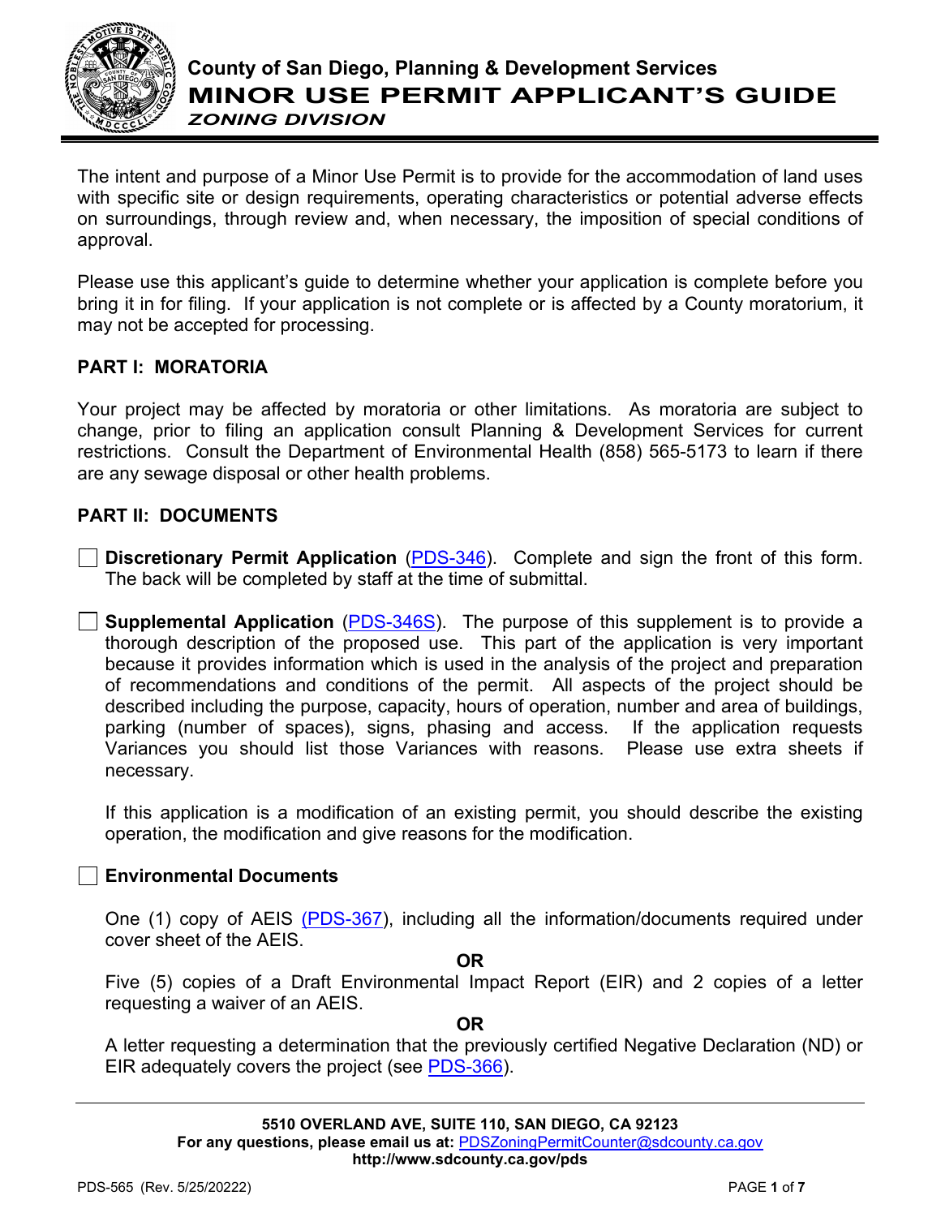# County of San Diego, Planning & Development Services

# MINOR USE PERMIT APPLICANT'S GUIDE

## *ZONING DIVISION*

The intent and purpose of a Minor Use Permit is to provide for the accommodation of land uses with specific site or design requirements, operating characteristics or potential adverse effects on surroundings, through review and, when necessary, the imposition of special conditions of approval.

Please use this applicant's guide to determine whether your application is complete before you bring it in for filing. If your application is not complete or is affected by a County moratorium, it may not be accepted for processing.

## PART I: MORATORIA

Your project may be affected by moratoria or other limitations. As moratoria are subject to change, prior to filing an application consult Planning & Development Services for current restrictions. Consult the Department of Environmental Health (858) 565-5173 to learn if there are any sewage disposal or other health problems.

## PART II: DOCUMENTS

- [ ] **Discretionary Permit Application** (PDS-346). Complete and sign the front of this form. The back will be completed by staff at the time of submittal.

- [ ] **Supplemental Application** (PDS-346S). The purpose of this supplement is to provide a thorough description of the proposed use. This part of the application is very important because it provides information which is used in the analysis of the project and preparation of recommendations and conditions of the permit. All aspects of the project should be described including the purpose, capacity, hours of operation, number and area of buildings, parking (number of spaces), signs, phasing and access. If the application requests Variances you should list those Variances with reasons. Please use extra sheets if necessary.

  If this application is a modification of an existing permit, you should describe the existing operation, the modification and give reasons for the modification.

- [ ] **Environmental Documents**

  One (1) copy of AEIS (PDS-367), including all the information/documents required under cover sheet of the AEIS.

  **OR**

  Five (5) copies of a Draft Environmental Impact Report (EIR) and 2 copies of a letter requesting a waiver of an AEIS.

  **OR**

  A letter requesting a determination that the previously certified Negative Declaration (ND) or EIR adequately covers the project (see PDS-366).

**5510 OVERLAND AVE, SUITE 110, SAN DIEGO, CA 92123**
**For any questions, please email us at:** PDSZoningPermitCounter@sdcounty.ca.gov
**http://www.sdcounty.ca.gov/pds**

PDS-565 (Rev. 5/25/20222)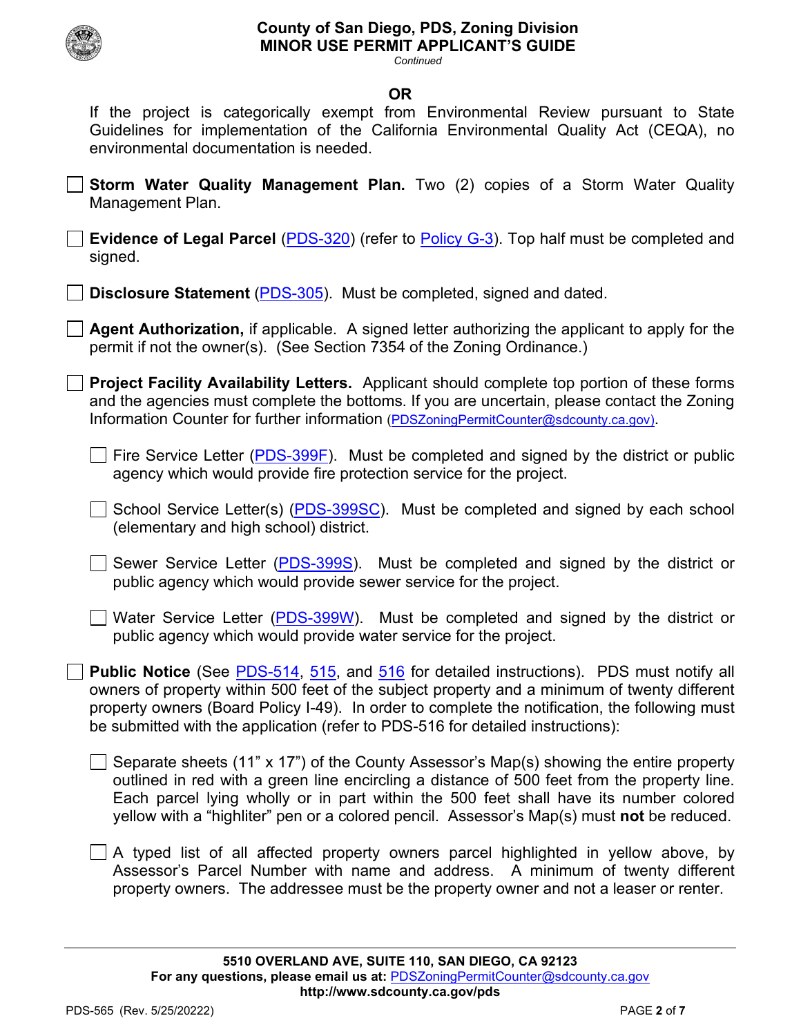**OR**

If the project is categorically exempt from Environmental Review pursuant to State Guidelines for implementation of the California Environmental Quality Act (CEQA), no environmental documentation is needed.

- [ ] **Storm Water Quality Management Plan.** Two (2) copies of a Storm Water Quality Management Plan.

- [ ] **Evidence of Legal Parcel** (PDS-320) (refer to Policy G-3). Top half must be completed and signed.

- [ ] **Disclosure Statement** (PDS-305). Must be completed, signed and dated.

- [ ] **Agent Authorization,** if applicable. A signed letter authorizing the applicant to apply for the permit if not the owner(s). (See Section 7354 of the Zoning Ordinance.)

- [ ] **Project Facility Availability Letters.** Applicant should complete top portion of these forms and the agencies must complete the bottoms. If you are uncertain, please contact the Zoning Information Counter for further information (PDSZoningPermitCounter@sdcounty.ca.gov).

  - [ ] Fire Service Letter (PDS-399F). Must be completed and signed by the district or public agency which would provide fire protection service for the project.

  - [ ] School Service Letter(s) (PDS-399SC). Must be completed and signed by each school (elementary and high school) district.

  - [ ] Sewer Service Letter (PDS-399S). Must be completed and signed by the district or public agency which would provide sewer service for the project.

  - [ ] Water Service Letter (PDS-399W). Must be completed and signed by the district or public agency which would provide water service for the project.

- [ ] **Public Notice** (See PDS-514, 515, and 516 for detailed instructions). PDS must notify all owners of property within 500 feet of the subject property and a minimum of twenty different property owners (Board Policy I-49). In order to complete the notification, the following must be submitted with the application (refer to PDS-516 for detailed instructions):

  - [ ] Separate sheets (11" x 17") of the County Assessor's Map(s) showing the entire property outlined in red with a green line encircling a distance of 500 feet from the property line. Each parcel lying wholly or in part within the 500 feet shall have its number colored yellow with a "highliter" pen or a colored pencil. Assessor's Map(s) must **not** be reduced.

  - [ ] A typed list of all affected property owners parcel highlighted in yellow above, by Assessor's Parcel Number with name and address. A minimum of twenty different property owners. The addressee must be the property owner and not a leaser or renter.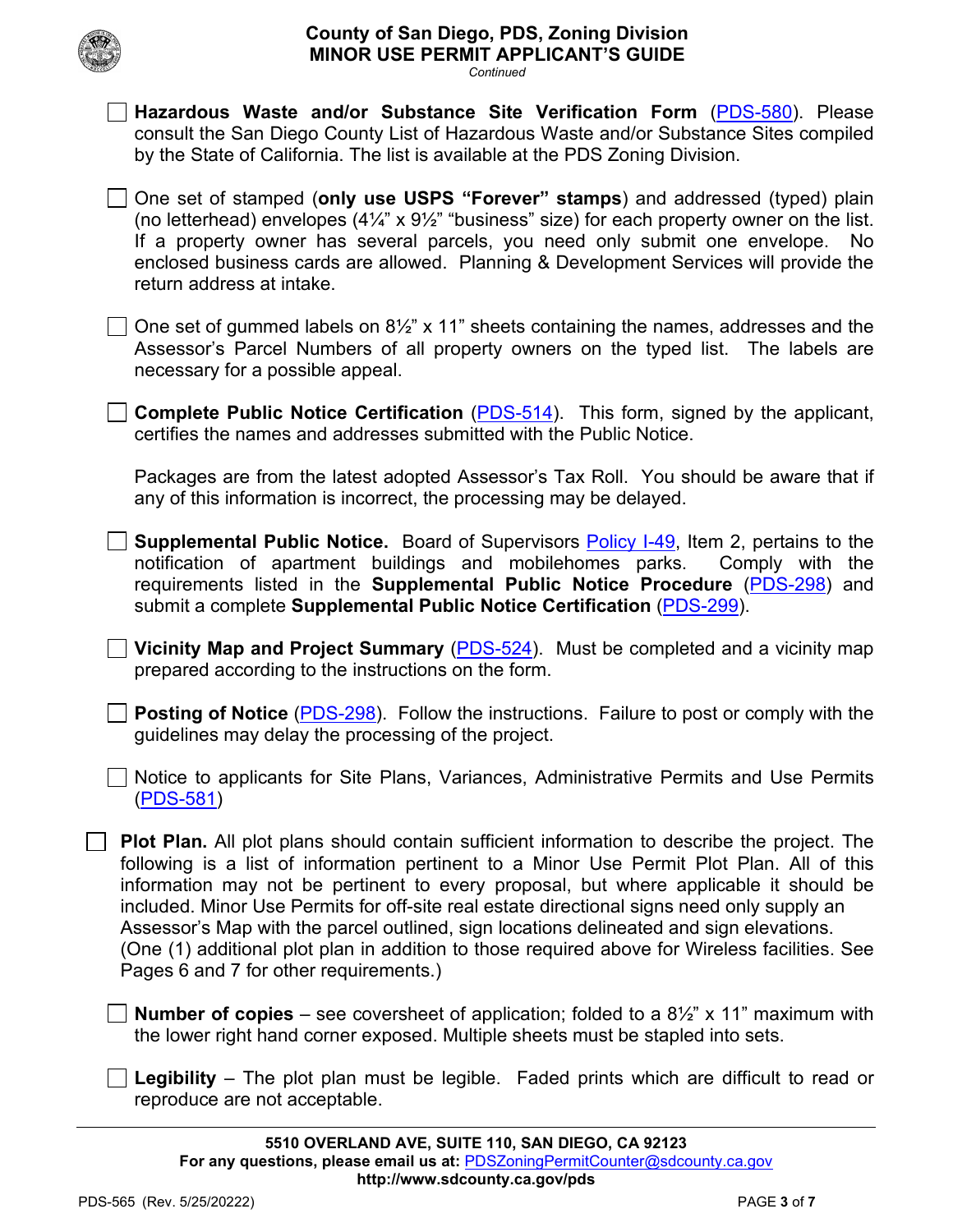- [ ] **Hazardous Waste and/or Substance Site Verification Form** (PDS-580). Please consult the San Diego County List of Hazardous Waste and/or Substance Sites compiled by the State of California. The list is available at the PDS Zoning Division.

- [ ] One set of stamped (**only use USPS "Forever" stamps**) and addressed (typed) plain (no letterhead) envelopes (4¼" x 9½" "business" size) for each property owner on the list. If a property owner has several parcels, you need only submit one envelope. No enclosed business cards are allowed. Planning & Development Services will provide the return address at intake.

- [ ] One set of gummed labels on 8½" x 11" sheets containing the names, addresses and the Assessor's Parcel Numbers of all property owners on the typed list. The labels are necessary for a possible appeal.

- [ ] **Complete Public Notice Certification** (PDS-514). This form, signed by the applicant, certifies the names and addresses submitted with the Public Notice.

  Packages are from the latest adopted Assessor's Tax Roll. You should be aware that if any of this information is incorrect, the processing may be delayed.

- [ ] **Supplemental Public Notice.** Board of Supervisors Policy I-49, Item 2, pertains to the notification of apartment buildings and mobilehomes parks. Comply with the requirements listed in the **Supplemental Public Notice Procedure** (PDS-298) and submit a complete **Supplemental Public Notice Certification** (PDS-299).

- [ ] **Vicinity Map and Project Summary** (PDS-524). Must be completed and a vicinity map prepared according to the instructions on the form.

- [ ] **Posting of Notice** (PDS-298). Follow the instructions. Failure to post or comply with the guidelines may delay the processing of the project.

- [ ] Notice to applicants for Site Plans, Variances, Administrative Permits and Use Permits (PDS-581)

- [ ] **Plot Plan.** All plot plans should contain sufficient information to describe the project. The following is a list of information pertinent to a Minor Use Permit Plot Plan. All of this information may not be pertinent to every proposal, but where applicable it should be included. Minor Use Permits for off-site real estate directional signs need only supply an Assessor's Map with the parcel outlined, sign locations delineated and sign elevations. (One (1) additional plot plan in addition to those required above for Wireless facilities. See Pages 6 and 7 for other requirements.)

  - [ ] **Number of copies** – see coversheet of application; folded to a 8½" x 11" maximum with the lower right hand corner exposed. Multiple sheets must be stapled into sets.

  - [ ] **Legibility** – The plot plan must be legible. Faded prints which are difficult to read or reproduce are not acceptable.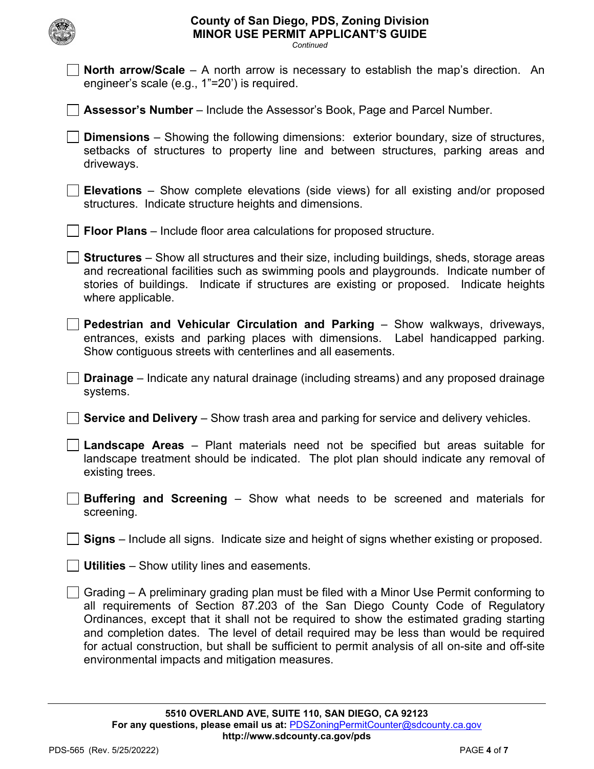- [ ] **North arrow/Scale** – A north arrow is necessary to establish the map's direction. An engineer's scale (e.g., 1"=20') is required.

- [ ] **Assessor's Number** – Include the Assessor's Book, Page and Parcel Number.

- [ ] **Dimensions** – Showing the following dimensions: exterior boundary, size of structures, setbacks of structures to property line and between structures, parking areas and driveways.

- [ ] **Elevations** – Show complete elevations (side views) for all existing and/or proposed structures. Indicate structure heights and dimensions.

- [ ] **Floor Plans** – Include floor area calculations for proposed structure.

- [ ] **Structures** – Show all structures and their size, including buildings, sheds, storage areas and recreational facilities such as swimming pools and playgrounds. Indicate number of stories of buildings. Indicate if structures are existing or proposed. Indicate heights where applicable.

- [ ] **Pedestrian and Vehicular Circulation and Parking** – Show walkways, driveways, entrances, exists and parking places with dimensions. Label handicapped parking. Show contiguous streets with centerlines and all easements.

- [ ] **Drainage** – Indicate any natural drainage (including streams) and any proposed drainage systems.

- [ ] **Service and Delivery** – Show trash area and parking for service and delivery vehicles.

- [ ] **Landscape Areas** – Plant materials need not be specified but areas suitable for landscape treatment should be indicated. The plot plan should indicate any removal of existing trees.

- [ ] **Buffering and Screening** – Show what needs to be screened and materials for screening.

- [ ] **Signs** – Include all signs. Indicate size and height of signs whether existing or proposed.

- [ ] **Utilities** – Show utility lines and easements.

- [ ] Grading – A preliminary grading plan must be filed with a Minor Use Permit conforming to all requirements of Section 87.203 of the San Diego County Code of Regulatory Ordinances, except that it shall not be required to show the estimated grading starting and completion dates. The level of detail required may be less than would be required for actual construction, but shall be sufficient to permit analysis of all on-site and off-site environmental impacts and mitigation measures.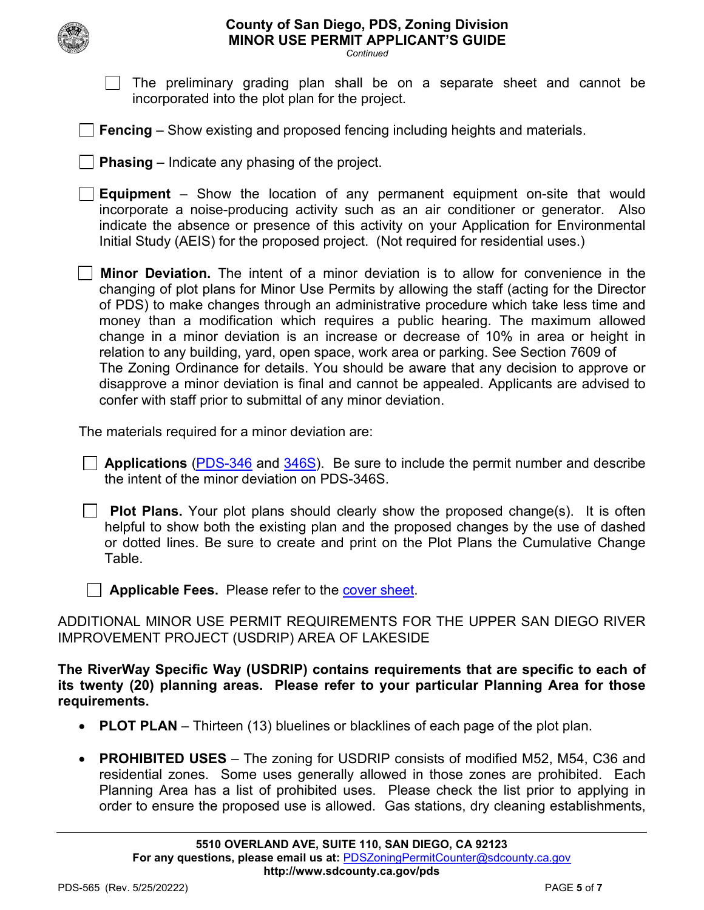- [ ] The preliminary grading plan shall be on a separate sheet and cannot be incorporated into the plot plan for the project.

- [ ] **Fencing** – Show existing and proposed fencing including heights and materials.

- [ ] **Phasing** – Indicate any phasing of the project.

- [ ] **Equipment** – Show the location of any permanent equipment on-site that would incorporate a noise-producing activity such as an air conditioner or generator. Also indicate the absence or presence of this activity on your Application for Environmental Initial Study (AEIS) for the proposed project. (Not required for residential uses.)

- [ ] **Minor Deviation.** The intent of a minor deviation is to allow for convenience in the changing of plot plans for Minor Use Permits by allowing the staff (acting for the Director of PDS) to make changes through an administrative procedure which take less time and money than a modification which requires a public hearing. The maximum allowed change in a minor deviation is an increase or decrease of 10% in area or height in relation to any building, yard, open space, work area or parking. See Section 7609 of The Zoning Ordinance for details. You should be aware that any decision to approve or disapprove a minor deviation is final and cannot be appealed. Applicants are advised to confer with staff prior to submittal of any minor deviation.

The materials required for a minor deviation are:

- [ ] **Applications** (PDS-346 and 346S). Be sure to include the permit number and describe the intent of the minor deviation on PDS-346S.

- [ ] **Plot Plans.** Your plot plans should clearly show the proposed change(s). It is often helpful to show both the existing plan and the proposed changes by the use of dashed or dotted lines. Be sure to create and print on the Plot Plans the Cumulative Change Table.

- [ ] **Applicable Fees.** Please refer to the cover sheet.

ADDITIONAL MINOR USE PERMIT REQUIREMENTS FOR THE UPPER SAN DIEGO RIVER IMPROVEMENT PROJECT (USDRIP) AREA OF LAKESIDE

**The RiverWay Specific Way (USDRIP) contains requirements that are specific to each of its twenty (20) planning areas. Please refer to your particular Planning Area for those requirements.**

- **PLOT PLAN** – Thirteen (13) bluelines or blacklines of each page of the plot plan.
- **PROHIBITED USES** – The zoning for USDRIP consists of modified M52, M54, C36 and residential zones. Some uses generally allowed in those zones are prohibited. Each Planning Area has a list of prohibited uses. Please check the list prior to applying in order to ensure the proposed use is allowed. Gas stations, dry cleaning establishments,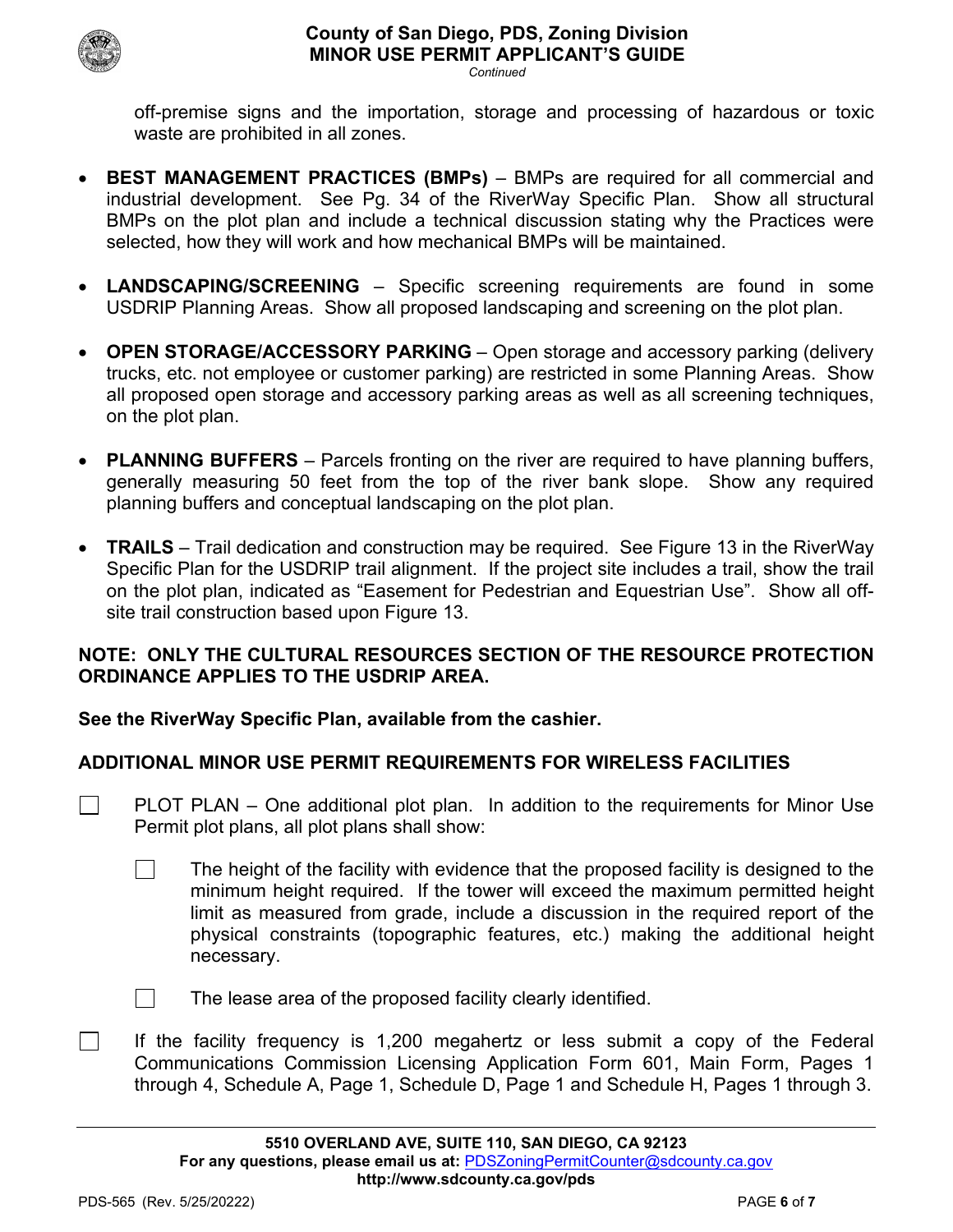off-premise signs and the importation, storage and processing of hazardous or toxic waste are prohibited in all zones.

- **BEST MANAGEMENT PRACTICES (BMPs)** – BMPs are required for all commercial and industrial development. See Pg. 34 of the RiverWay Specific Plan. Show all structural BMPs on the plot plan and include a technical discussion stating why the Practices were selected, how they will work and how mechanical BMPs will be maintained.

- **LANDSCAPING/SCREENING** – Specific screening requirements are found in some USDRIP Planning Areas. Show all proposed landscaping and screening on the plot plan.

- **OPEN STORAGE/ACCESSORY PARKING** – Open storage and accessory parking (delivery trucks, etc. not employee or customer parking) are restricted in some Planning Areas. Show all proposed open storage and accessory parking areas as well as all screening techniques, on the plot plan.

- **PLANNING BUFFERS** – Parcels fronting on the river are required to have planning buffers, generally measuring 50 feet from the top of the river bank slope. Show any required planning buffers and conceptual landscaping on the plot plan.

- **TRAILS** – Trail dedication and construction may be required. See Figure 13 in the RiverWay Specific Plan for the USDRIP trail alignment. If the project site includes a trail, show the trail on the plot plan, indicated as "Easement for Pedestrian and Equestrian Use". Show all off-site trail construction based upon Figure 13.

**NOTE: ONLY THE CULTURAL RESOURCES SECTION OF THE RESOURCE PROTECTION ORDINANCE APPLIES TO THE USDRIP AREA.**

**See the RiverWay Specific Plan, available from the cashier.**

## ADDITIONAL MINOR USE PERMIT REQUIREMENTS FOR WIRELESS FACILITIES

- [ ] PLOT PLAN – One additional plot plan. In addition to the requirements for Minor Use Permit plot plans, all plot plans shall show:
  - [ ] The height of the facility with evidence that the proposed facility is designed to the minimum height required. If the tower will exceed the maximum permitted height limit as measured from grade, include a discussion in the required report of the physical constraints (topographic features, etc.) making the additional height necessary.
  - [ ] The lease area of the proposed facility clearly identified.
- [ ] If the facility frequency is 1,200 megahertz or less submit a copy of the Federal Communications Commission Licensing Application Form 601, Main Form, Pages 1 through 4, Schedule A, Page 1, Schedule D, Page 1 and Schedule H, Pages 1 through 3.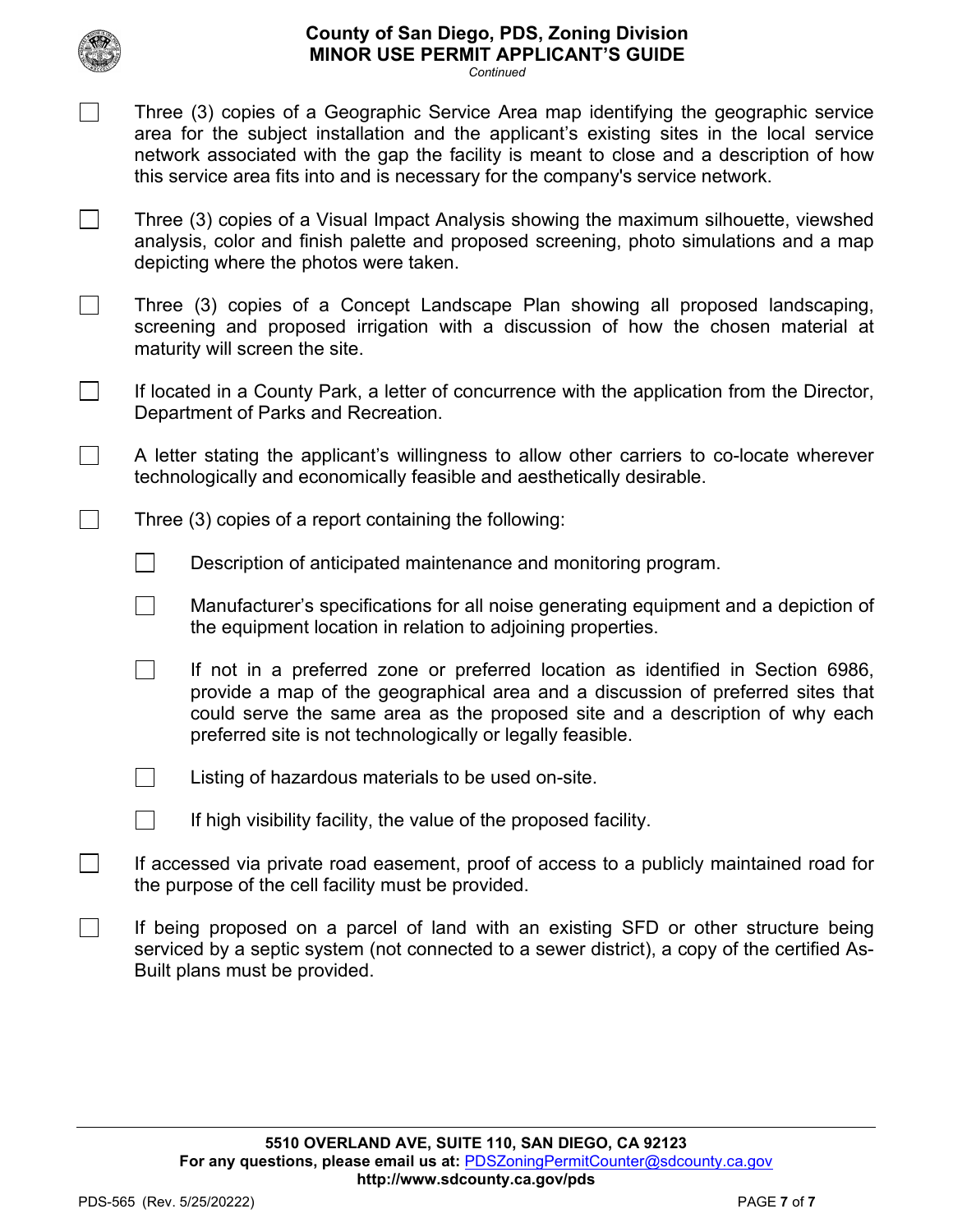- [ ] Three (3) copies of a Geographic Service Area map identifying the geographic service area for the subject installation and the applicant's existing sites in the local service network associated with the gap the facility is meant to close and a description of how this service area fits into and is necessary for the company's service network.
- [ ] Three (3) copies of a Visual Impact Analysis showing the maximum silhouette, viewshed analysis, color and finish palette and proposed screening, photo simulations and a map depicting where the photos were taken.
- [ ] Three (3) copies of a Concept Landscape Plan showing all proposed landscaping, screening and proposed irrigation with a discussion of how the chosen material at maturity will screen the site.
- [ ] If located in a County Park, a letter of concurrence with the application from the Director, Department of Parks and Recreation.
- [ ] A letter stating the applicant's willingness to allow other carriers to co-locate wherever technologically and economically feasible and aesthetically desirable.
- [ ] Three (3) copies of a report containing the following:
    - [ ] Description of anticipated maintenance and monitoring program.
    - [ ] Manufacturer's specifications for all noise generating equipment and a depiction of the equipment location in relation to adjoining properties.
    - [ ] If not in a preferred zone or preferred location as identified in Section 6986, provide a map of the geographical area and a discussion of preferred sites that could serve the same area as the proposed site and a description of why each preferred site is not technologically or legally feasible.
    - [ ] Listing of hazardous materials to be used on-site.
    - [ ] If high visibility facility, the value of the proposed facility.
- [ ] If accessed via private road easement, proof of access to a publicly maintained road for the purpose of the cell facility must be provided.
- [ ] If being proposed on a parcel of land with an existing SFD or other structure being serviced by a septic system (not connected to a sewer district), a copy of the certified As-Built plans must be provided.